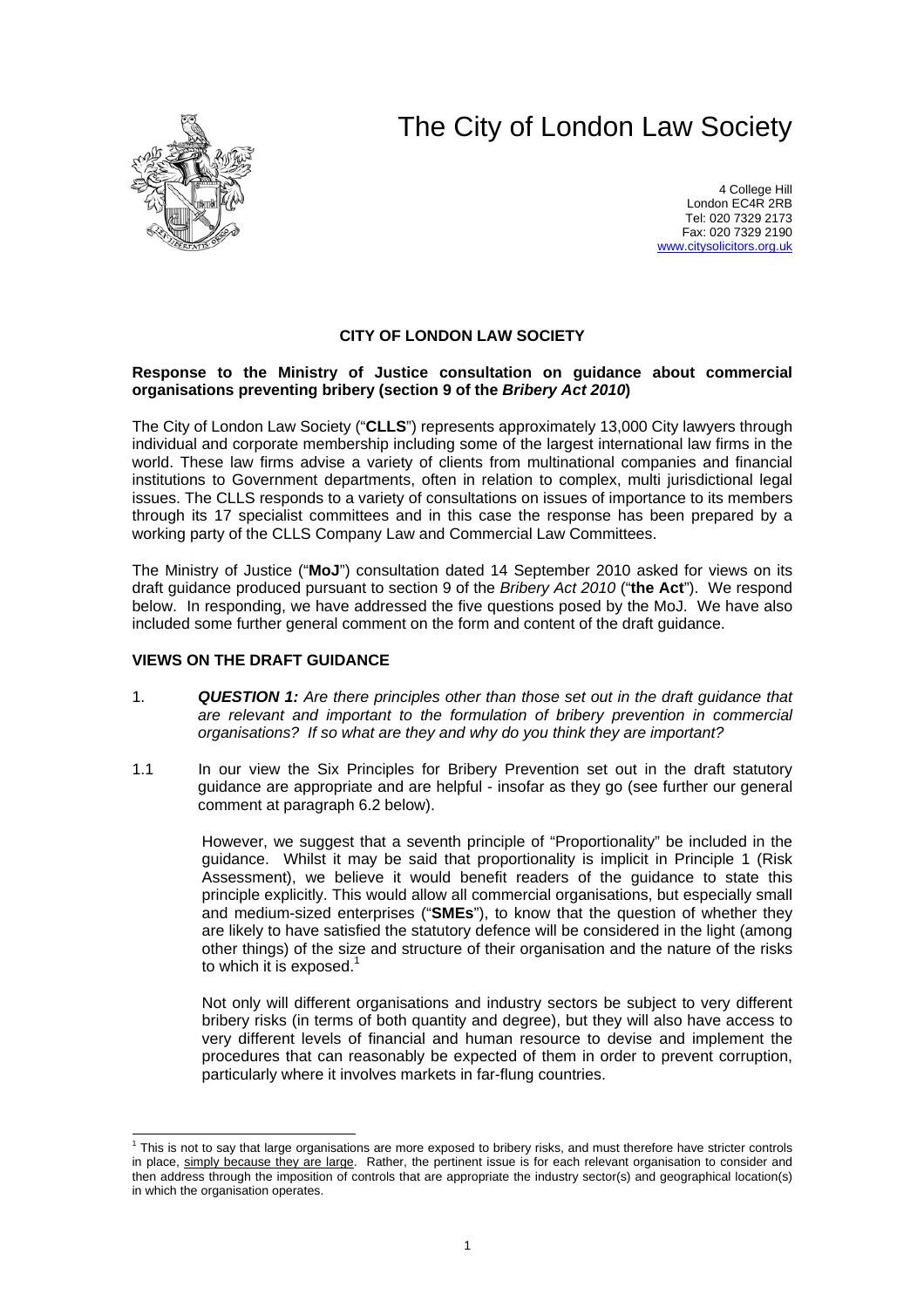# The City of London Law Society

4 College Hill
London EC4R 2RB
Tel: 020 7329 2173
Fax: 020 7329 2190
www.citysolicitors.org.uk

**CITY OF LONDON LAW SOCIETY**

**Response to the Ministry of Justice consultation on guidance about commercial organisations preventing bribery (section 9 of the *Bribery Act 2010*)**

The City of London Law Society ("**CLLS**") represents approximately 13,000 City lawyers through individual and corporate membership including some of the largest international law firms in the world. These law firms advise a variety of clients from multinational companies and financial institutions to Government departments, often in relation to complex, multi jurisdictional legal issues. The CLLS responds to a variety of consultations on issues of importance to its members through its 17 specialist committees and in this case the response has been prepared by a working party of the CLLS Company Law and Commercial Law Committees.

The Ministry of Justice ("**MoJ**") consultation dated 14 September 2010 asked for views on its draft guidance produced pursuant to section 9 of the *Bribery Act 2010* ("**the Act**"). We respond below. In responding, we have addressed the five questions posed by the MoJ. We have also included some further general comment on the form and content of the draft guidance.

**VIEWS ON THE DRAFT GUIDANCE**

1. ***QUESTION 1:*** *Are there principles other than those set out in the draft guidance that are relevant and important to the formulation of bribery prevention in commercial organisations? If so what are they and why do you think they are important?*

1.1 In our view the Six Principles for Bribery Prevention set out in the draft statutory guidance are appropriate and are helpful - insofar as they go (see further our general comment at paragraph 6.2 below).

However, we suggest that a seventh principle of "Proportionality" be included in the guidance. Whilst it may be said that proportionality is implicit in Principle 1 (Risk Assessment), we believe it would benefit readers of the guidance to state this principle explicitly. This would allow all commercial organisations, but especially small and medium-sized enterprises ("**SMEs**"), to know that the question of whether they are likely to have satisfied the statutory defence will be considered in the light (among other things) of the size and structure of their organisation and the nature of the risks to which it is exposed.[1]

Not only will different organisations and industry sectors be subject to very different bribery risks (in terms of both quantity and degree), but they will also have access to very different levels of financial and human resource to devise and implement the procedures that can reasonably be expected of them in order to prevent corruption, particularly where it involves markets in far-flung countries.

---

[1] This is not to say that large organisations are more exposed to bribery risks, and must therefore have stricter controls in place, simply because they are large. Rather, the pertinent issue is for each relevant organisation to consider and then address through the imposition of controls that are appropriate the industry sector(s) and geographical location(s) in which the organisation operates.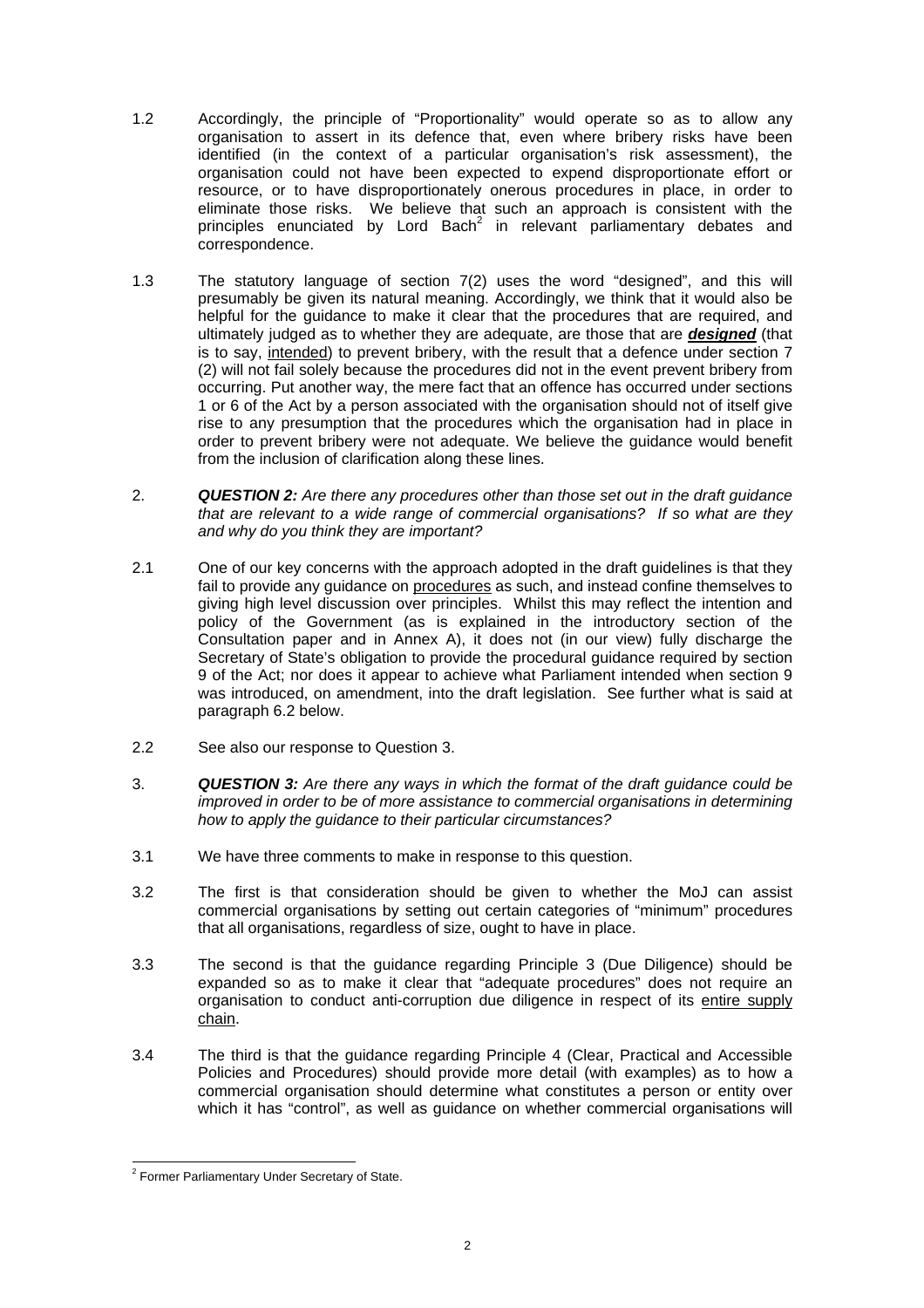1.2 Accordingly, the principle of "Proportionality" would operate so as to allow any organisation to assert in its defence that, even where bribery risks have been identified (in the context of a particular organisation's risk assessment), the organisation could not have been expected to expend disproportionate effort or resource, or to have disproportionately onerous procedures in place, in order to eliminate those risks. We believe that such an approach is consistent with the principles enunciated by Lord Bach[2] in relevant parliamentary debates and correspondence.

1.3 The statutory language of section 7(2) uses the word "designed", and this will presumably be given its natural meaning. Accordingly, we think that it would also be helpful for the guidance to make it clear that the procedures that are required, and ultimately judged as to whether they are adequate, are those that are ***designed*** (that is to say, intended) to prevent bribery, with the result that a defence under section 7 (2) will not fail solely because the procedures did not in the event prevent bribery from occurring. Put another way, the mere fact that an offence has occurred under sections 1 or 6 of the Act by a person associated with the organisation should not of itself give rise to any presumption that the procedures which the organisation had in place in order to prevent bribery were not adequate. We believe the guidance would benefit from the inclusion of clarification along these lines.

2. ***QUESTION 2:*** *Are there any procedures other than those set out in the draft guidance that are relevant to a wide range of commercial organisations? If so what are they and why do you think they are important?*

2.1 One of our key concerns with the approach adopted in the draft guidelines is that they fail to provide any guidance on procedures as such, and instead confine themselves to giving high level discussion over principles. Whilst this may reflect the intention and policy of the Government (as is explained in the introductory section of the Consultation paper and in Annex A), it does not (in our view) fully discharge the Secretary of State's obligation to provide the procedural guidance required by section 9 of the Act; nor does it appear to achieve what Parliament intended when section 9 was introduced, on amendment, into the draft legislation. See further what is said at paragraph 6.2 below.

2.2 See also our response to Question 3.

3. ***QUESTION 3:*** *Are there any ways in which the format of the draft guidance could be improved in order to be of more assistance to commercial organisations in determining how to apply the guidance to their particular circumstances?*

3.1 We have three comments to make in response to this question.

3.2 The first is that consideration should be given to whether the MoJ can assist commercial organisations by setting out certain categories of "minimum" procedures that all organisations, regardless of size, ought to have in place.

3.3 The second is that the guidance regarding Principle 3 (Due Diligence) should be expanded so as to make it clear that "adequate procedures" does not require an organisation to conduct anti-corruption due diligence in respect of its entire supply chain.

3.4 The third is that the guidance regarding Principle 4 (Clear, Practical and Accessible Policies and Procedures) should provide more detail (with examples) as to how a commercial organisation should determine what constitutes a person or entity over which it has "control", as well as guidance on whether commercial organisations will

---

[2] Former Parliamentary Under Secretary of State.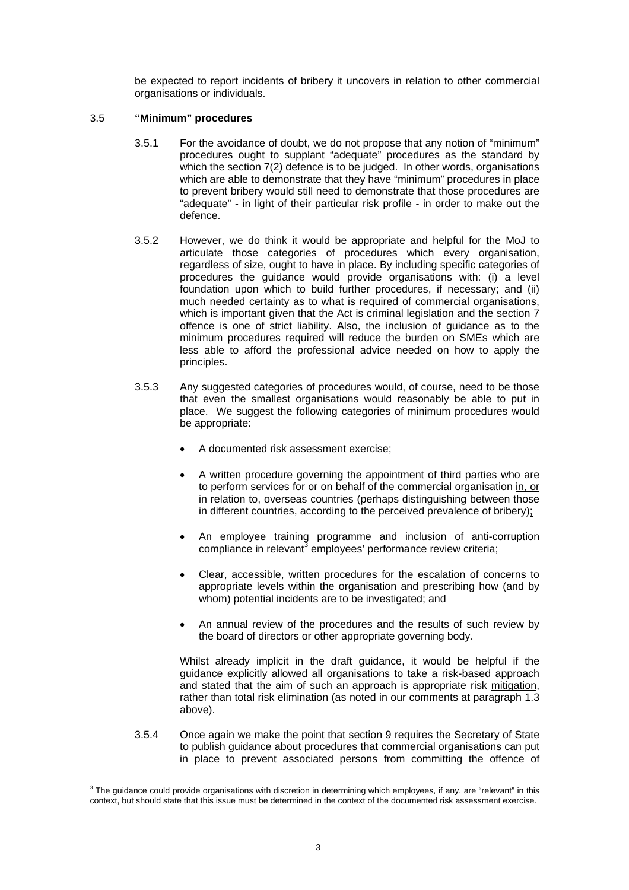be expected to report incidents of bribery it uncovers in relation to other commercial organisations or individuals.

3.5 **"Minimum" procedures**

3.5.1 For the avoidance of doubt, we do not propose that any notion of "minimum" procedures ought to supplant "adequate" procedures as the standard by which the section 7(2) defence is to be judged. In other words, organisations which are able to demonstrate that they have "minimum" procedures in place to prevent bribery would still need to demonstrate that those procedures are "adequate" - in light of their particular risk profile - in order to make out the defence.

3.5.2 However, we do think it would be appropriate and helpful for the MoJ to articulate those categories of procedures which every organisation, regardless of size, ought to have in place. By including specific categories of procedures the guidance would provide organisations with: (i) a level foundation upon which to build further procedures, if necessary; and (ii) much needed certainty as to what is required of commercial organisations, which is important given that the Act is criminal legislation and the section 7 offence is one of strict liability. Also, the inclusion of guidance as to the minimum procedures required will reduce the burden on SMEs which are less able to afford the professional advice needed on how to apply the principles.

3.5.3 Any suggested categories of procedures would, of course, need to be those that even the smallest organisations would reasonably be able to put in place. We suggest the following categories of minimum procedures would be appropriate:

- A documented risk assessment exercise;
- A written procedure governing the appointment of third parties who are to perform services for or on behalf of the commercial organisation <u>in, or in relation to, overseas countries</u> (perhaps distinguishing between those in different countries, according to the perceived prevalence of bribery);
- An employee training programme and inclusion of anti-corruption compliance in <u>relevant</u>[3] employees' performance review criteria;
- Clear, accessible, written procedures for the escalation of concerns to appropriate levels within the organisation and prescribing how (and by whom) potential incidents are to be investigated; and
- An annual review of the procedures and the results of such review by the board of directors or other appropriate governing body.

Whilst already implicit in the draft guidance, it would be helpful if the guidance explicitly allowed all organisations to take a risk-based approach and stated that the aim of such an approach is appropriate risk <u>mitigation</u>, rather than total risk <u>elimination</u> (as noted in our comments at paragraph 1.3 above).

3.5.4 Once again we make the point that section 9 requires the Secretary of State to publish guidance about <u>procedures</u> that commercial organisations can put in place to prevent associated persons from committing the offence of

---

[3] The guidance could provide organisations with discretion in determining which employees, if any, are "relevant" in this context, but should state that this issue must be determined in the context of the documented risk assessment exercise.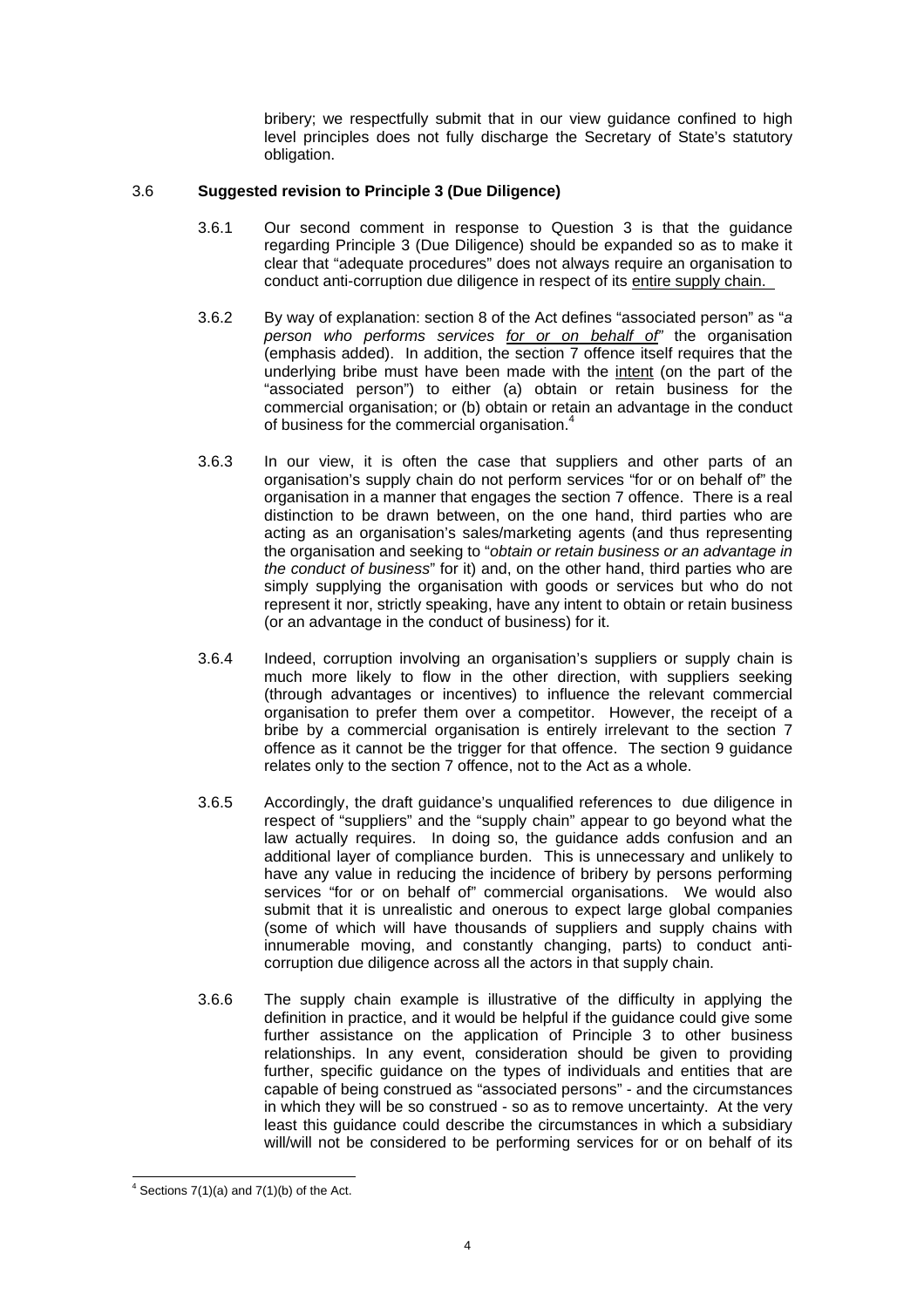bribery; we respectfully submit that in our view guidance confined to high level principles does not fully discharge the Secretary of State's statutory obligation.

3.6 **Suggested revision to Principle 3 (Due Diligence)**

3.6.1 Our second comment in response to Question 3 is that the guidance regarding Principle 3 (Due Diligence) should be expanded so as to make it clear that "adequate procedures" does not always require an organisation to conduct anti-corruption due diligence in respect of its entire supply chain.

3.6.2 By way of explanation: section 8 of the Act defines "associated person" as "*a person who performs services for or on behalf of*" the organisation (emphasis added). In addition, the section 7 offence itself requires that the underlying bribe must have been made with the intent (on the part of the "associated person") to either (a) obtain or retain business for the commercial organisation; or (b) obtain or retain an advantage in the conduct of business for the commercial organisation.[4]

3.6.3 In our view, it is often the case that suppliers and other parts of an organisation's supply chain do not perform services "for or on behalf of" the organisation in a manner that engages the section 7 offence. There is a real distinction to be drawn between, on the one hand, third parties who are acting as an organisation's sales/marketing agents (and thus representing the organisation and seeking to "*obtain or retain business or an advantage in the conduct of business*" for it) and, on the other hand, third parties who are simply supplying the organisation with goods or services but who do not represent it nor, strictly speaking, have any intent to obtain or retain business (or an advantage in the conduct of business) for it.

3.6.4 Indeed, corruption involving an organisation's suppliers or supply chain is much more likely to flow in the other direction, with suppliers seeking (through advantages or incentives) to influence the relevant commercial organisation to prefer them over a competitor. However, the receipt of a bribe by a commercial organisation is entirely irrelevant to the section 7 offence as it cannot be the trigger for that offence. The section 9 guidance relates only to the section 7 offence, not to the Act as a whole.

3.6.5 Accordingly, the draft guidance's unqualified references to due diligence in respect of "suppliers" and the "supply chain" appear to go beyond what the law actually requires. In doing so, the guidance adds confusion and an additional layer of compliance burden. This is unnecessary and unlikely to have any value in reducing the incidence of bribery by persons performing services "for or on behalf of" commercial organisations. We would also submit that it is unrealistic and onerous to expect large global companies (some of which will have thousands of suppliers and supply chains with innumerable moving, and constantly changing, parts) to conduct anti-corruption due diligence across all the actors in that supply chain.

3.6.6 The supply chain example is illustrative of the difficulty in applying the definition in practice, and it would be helpful if the guidance could give some further assistance on the application of Principle 3 to other business relationships. In any event, consideration should be given to providing further, specific guidance on the types of individuals and entities that are capable of being construed as "associated persons" - and the circumstances in which they will be so construed - so as to remove uncertainty. At the very least this guidance could describe the circumstances in which a subsidiary will/will not be considered to be performing services for or on behalf of its

[4] Sections 7(1)(a) and 7(1)(b) of the Act.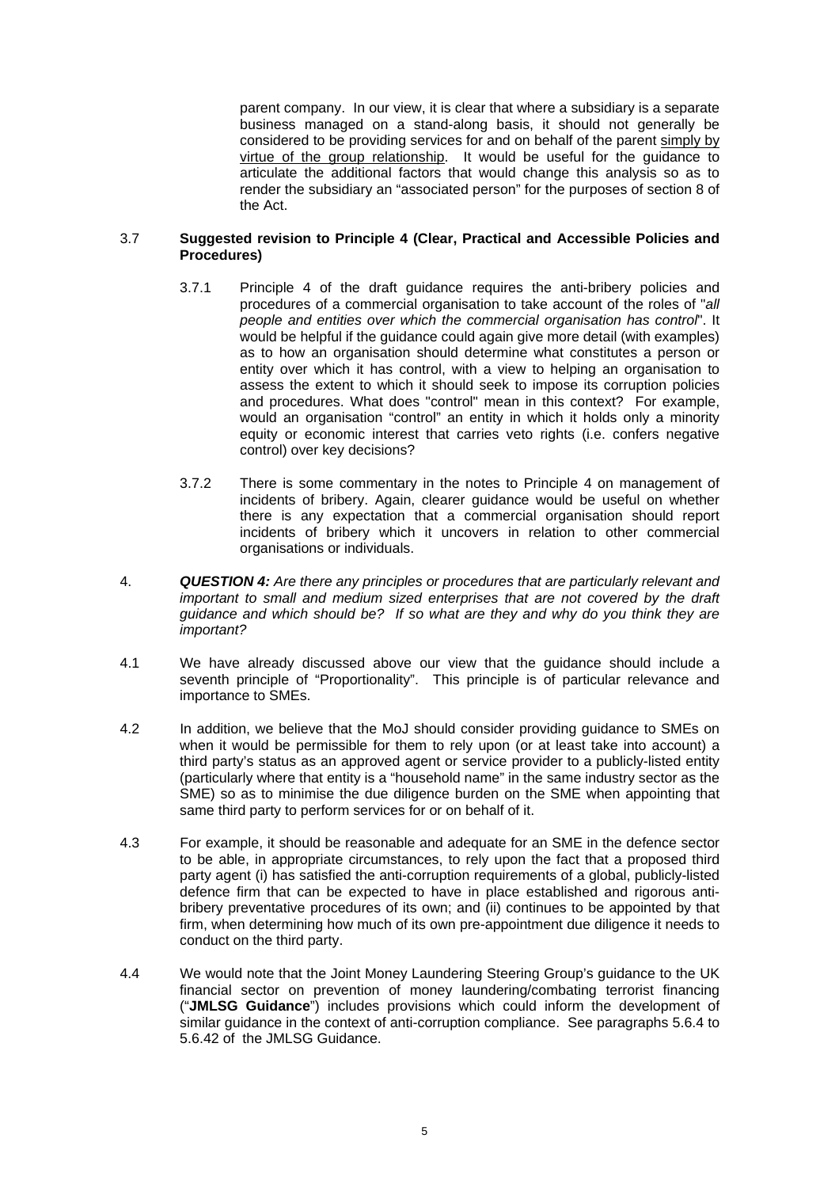parent company. In our view, it is clear that where a subsidiary is a separate business managed on a stand-along basis, it should not generally be considered to be providing services for and on behalf of the parent <u>simply by virtue of the group relationship</u>. It would be useful for the guidance to articulate the additional factors that would change this analysis so as to render the subsidiary an "associated person" for the purposes of section 8 of the Act.

3.7 **Suggested revision to Principle 4 (Clear, Practical and Accessible Policies and Procedures)**

3.7.1 Principle 4 of the draft guidance requires the anti-bribery policies and procedures of a commercial organisation to take account of the roles of "*all people and entities over which the commercial organisation has control*". It would be helpful if the guidance could again give more detail (with examples) as to how an organisation should determine what constitutes a person or entity over which it has control, with a view to helping an organisation to assess the extent to which it should seek to impose its corruption policies and procedures. What does "control" mean in this context? For example, would an organisation "control" an entity in which it holds only a minority equity or economic interest that carries veto rights (i.e. confers negative control) over key decisions?

3.7.2 There is some commentary in the notes to Principle 4 on management of incidents of bribery. Again, clearer guidance would be useful on whether there is any expectation that a commercial organisation should report incidents of bribery which it uncovers in relation to other commercial organisations or individuals.

4. ***QUESTION 4:*** *Are there any principles or procedures that are particularly relevant and important to small and medium sized enterprises that are not covered by the draft guidance and which should be? If so what are they and why do you think they are important?*

4.1 We have already discussed above our view that the guidance should include a seventh principle of "Proportionality". This principle is of particular relevance and importance to SMEs.

4.2 In addition, we believe that the MoJ should consider providing guidance to SMEs on when it would be permissible for them to rely upon (or at least take into account) a third party's status as an approved agent or service provider to a publicly-listed entity (particularly where that entity is a "household name" in the same industry sector as the SME) so as to minimise the due diligence burden on the SME when appointing that same third party to perform services for or on behalf of it.

4.3 For example, it should be reasonable and adequate for an SME in the defence sector to be able, in appropriate circumstances, to rely upon the fact that a proposed third party agent (i) has satisfied the anti-corruption requirements of a global, publicly-listed defence firm that can be expected to have in place established and rigorous anti-bribery preventative procedures of its own; and (ii) continues to be appointed by that firm, when determining how much of its own pre-appointment due diligence it needs to conduct on the third party.

4.4 We would note that the Joint Money Laundering Steering Group's guidance to the UK financial sector on prevention of money laundering/combating terrorist financing ("**JMLSG Guidance**") includes provisions which could inform the development of similar guidance in the context of anti-corruption compliance. See paragraphs 5.6.4 to 5.6.42 of the JMLSG Guidance.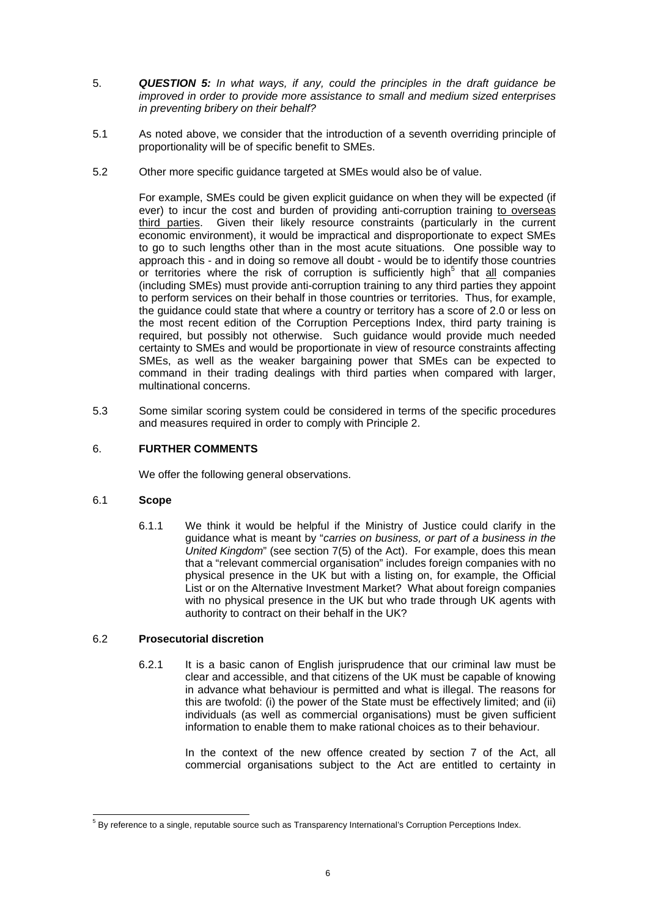5. ***QUESTION 5:*** *In what ways, if any, could the principles in the draft guidance be improved in order to provide more assistance to small and medium sized enterprises in preventing bribery on their behalf?*

5.1 As noted above, we consider that the introduction of a seventh overriding principle of proportionality will be of specific benefit to SMEs.

5.2 Other more specific guidance targeted at SMEs would also be of value.

For example, SMEs could be given explicit guidance on when they will be expected (if ever) to incur the cost and burden of providing anti-corruption training <u>to overseas third parties</u>. Given their likely resource constraints (particularly in the current economic environment), it would be impractical and disproportionate to expect SMEs to go to such lengths other than in the most acute situations. One possible way to approach this - and in doing so remove all doubt - would be to identify those countries or territories where the risk of corruption is sufficiently high[5] that <u>all</u> companies (including SMEs) must provide anti-corruption training to any third parties they appoint to perform services on their behalf in those countries or territories. Thus, for example, the guidance could state that where a country or territory has a score of 2.0 or less on the most recent edition of the Corruption Perceptions Index, third party training is required, but possibly not otherwise. Such guidance would provide much needed certainty to SMEs and would be proportionate in view of resource constraints affecting SMEs, as well as the weaker bargaining power that SMEs can be expected to command in their trading dealings with third parties when compared with larger, multinational concerns.

5.3 Some similar scoring system could be considered in terms of the specific procedures and measures required in order to comply with Principle 2.

## 6. FURTHER COMMENTS

We offer the following general observations.

### 6.1 Scope

6.1.1 We think it would be helpful if the Ministry of Justice could clarify in the guidance what is meant by "*carries on business, or part of a business in the United Kingdom*" (see section 7(5) of the Act). For example, does this mean that a "relevant commercial organisation" includes foreign companies with no physical presence in the UK but with a listing on, for example, the Official List or on the Alternative Investment Market? What about foreign companies with no physical presence in the UK but who trade through UK agents with authority to contract on their behalf in the UK?

### 6.2 Prosecutorial discretion

6.2.1 It is a basic canon of English jurisprudence that our criminal law must be clear and accessible, and that citizens of the UK must be capable of knowing in advance what behaviour is permitted and what is illegal. The reasons for this are twofold: (i) the power of the State must be effectively limited; and (ii) individuals (as well as commercial organisations) must be given sufficient information to enable them to make rational choices as to their behaviour.

In the context of the new offence created by section 7 of the Act, all commercial organisations subject to the Act are entitled to certainty in

---

[5] By reference to a single, reputable source such as Transparency International's Corruption Perceptions Index.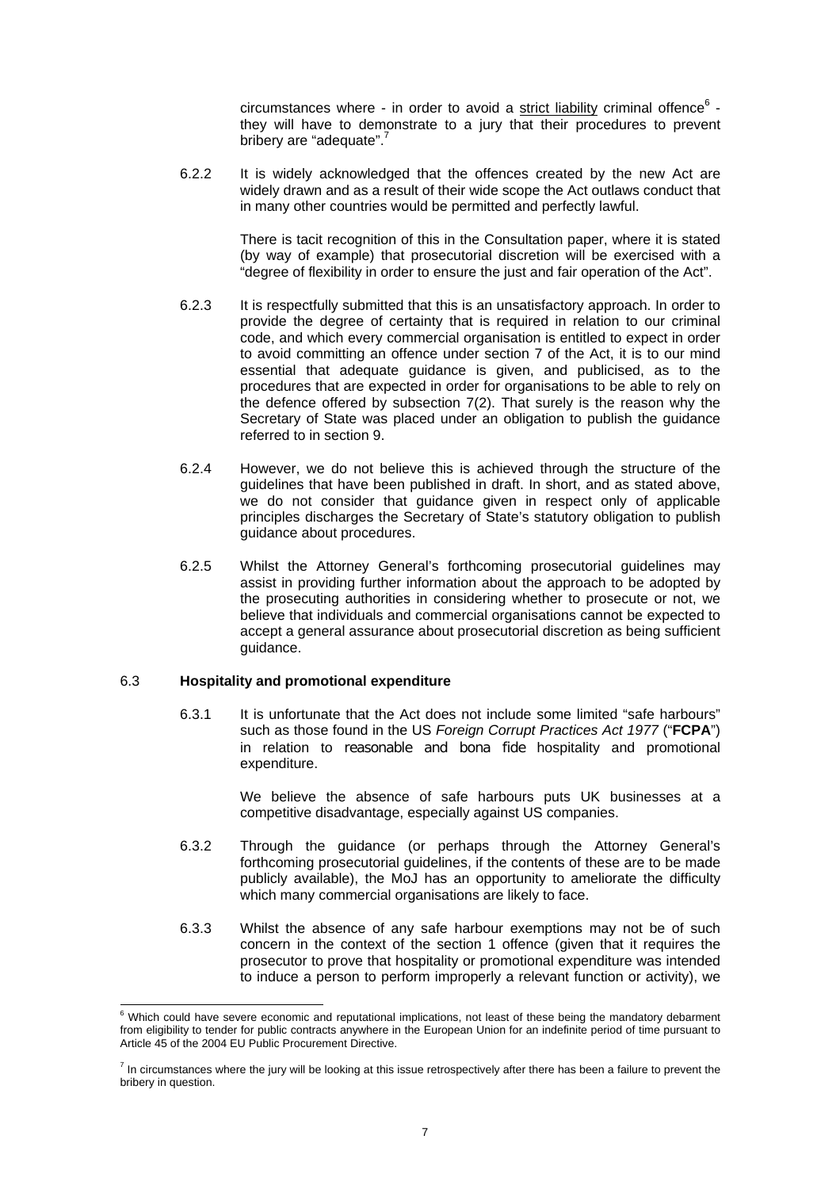circumstances where - in order to avoid a strict liability criminal offence[6] - they will have to demonstrate to a jury that their procedures to prevent bribery are "adequate".[7]

6.2.2 It is widely acknowledged that the offences created by the new Act are widely drawn and as a result of their wide scope the Act outlaws conduct that in many other countries would be permitted and perfectly lawful.

There is tacit recognition of this in the Consultation paper, where it is stated (by way of example) that prosecutorial discretion will be exercised with a "degree of flexibility in order to ensure the just and fair operation of the Act".

6.2.3 It is respectfully submitted that this is an unsatisfactory approach. In order to provide the degree of certainty that is required in relation to our criminal code, and which every commercial organisation is entitled to expect in order to avoid committing an offence under section 7 of the Act, it is to our mind essential that adequate guidance is given, and publicised, as to the procedures that are expected in order for organisations to be able to rely on the defence offered by subsection 7(2). That surely is the reason why the Secretary of State was placed under an obligation to publish the guidance referred to in section 9.

6.2.4 However, we do not believe this is achieved through the structure of the guidelines that have been published in draft. In short, and as stated above, we do not consider that guidance given in respect only of applicable principles discharges the Secretary of State's statutory obligation to publish guidance about procedures.

6.2.5 Whilst the Attorney General's forthcoming prosecutorial guidelines may assist in providing further information about the approach to be adopted by the prosecuting authorities in considering whether to prosecute or not, we believe that individuals and commercial organisations cannot be expected to accept a general assurance about prosecutorial discretion as being sufficient guidance.

## 6.3 Hospitality and promotional expenditure

6.3.1 It is unfortunate that the Act does not include some limited "safe harbours" such as those found in the US *Foreign Corrupt Practices Act 1977* ("**FCPA**") in relation to reasonable and bona fide hospitality and promotional expenditure.

We believe the absence of safe harbours puts UK businesses at a competitive disadvantage, especially against US companies.

6.3.2 Through the guidance (or perhaps through the Attorney General's forthcoming prosecutorial guidelines, if the contents of these are to be made publicly available), the MoJ has an opportunity to ameliorate the difficulty which many commercial organisations are likely to face.

6.3.3 Whilst the absence of any safe harbour exemptions may not be of such concern in the context of the section 1 offence (given that it requires the prosecutor to prove that hospitality or promotional expenditure was intended to induce a person to perform improperly a relevant function or activity), we

---

[6] Which could have severe economic and reputational implications, not least of these being the mandatory debarment from eligibility to tender for public contracts anywhere in the European Union for an indefinite period of time pursuant to Article 45 of the 2004 EU Public Procurement Directive.

[7] In circumstances where the jury will be looking at this issue retrospectively after there has been a failure to prevent the bribery in question.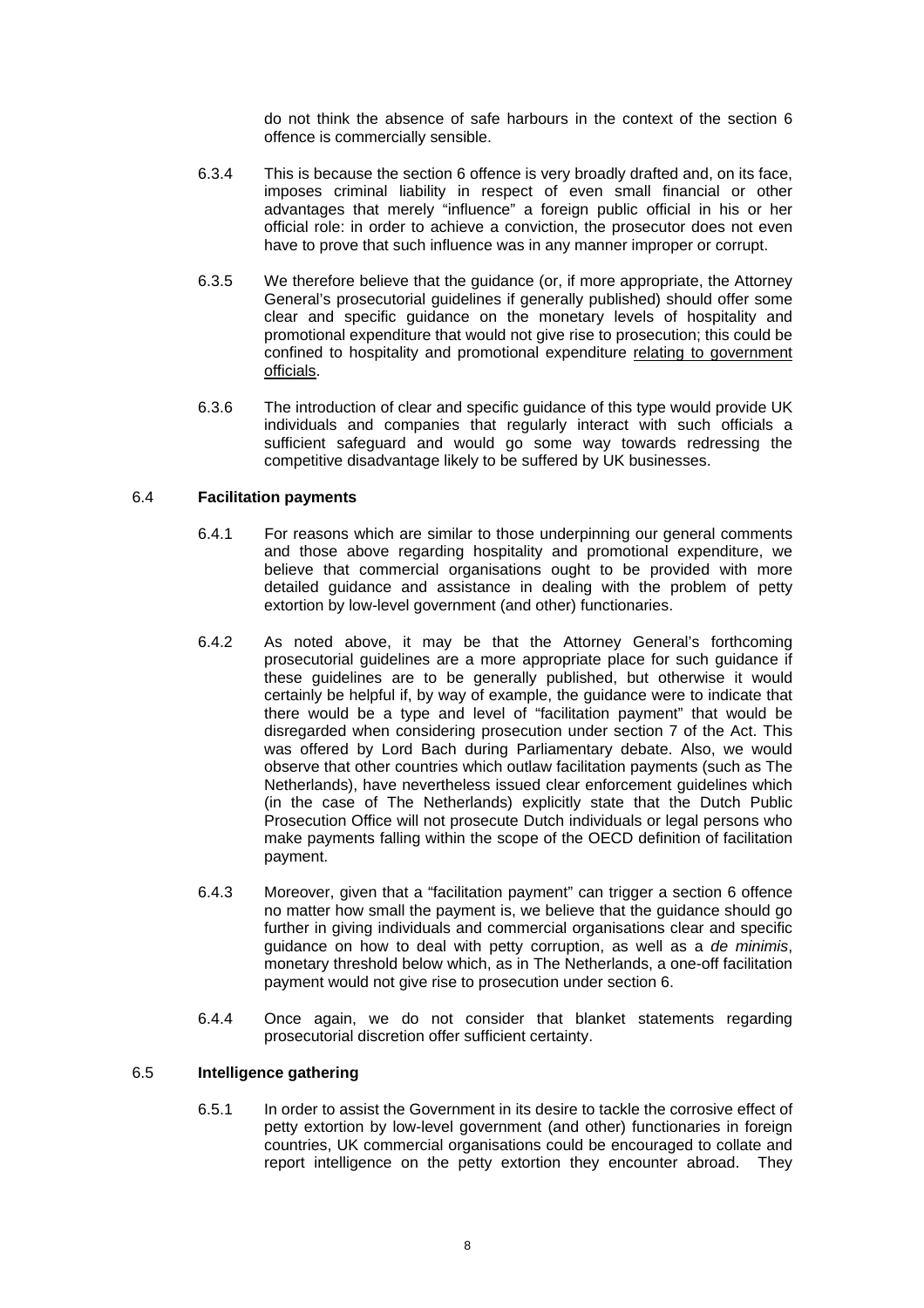do not think the absence of safe harbours in the context of the section 6 offence is commercially sensible.

6.3.4 This is because the section 6 offence is very broadly drafted and, on its face, imposes criminal liability in respect of even small financial or other advantages that merely "influence" a foreign public official in his or her official role: in order to achieve a conviction, the prosecutor does not even have to prove that such influence was in any manner improper or corrupt.

6.3.5 We therefore believe that the guidance (or, if more appropriate, the Attorney General's prosecutorial guidelines if generally published) should offer some clear and specific guidance on the monetary levels of hospitality and promotional expenditure that would not give rise to prosecution; this could be confined to hospitality and promotional expenditure <u>relating to government officials</u>.

6.3.6 The introduction of clear and specific guidance of this type would provide UK individuals and companies that regularly interact with such officials a sufficient safeguard and would go some way towards redressing the competitive disadvantage likely to be suffered by UK businesses.

## 6.4 Facilitation payments

6.4.1 For reasons which are similar to those underpinning our general comments and those above regarding hospitality and promotional expenditure, we believe that commercial organisations ought to be provided with more detailed guidance and assistance in dealing with the problem of petty extortion by low-level government (and other) functionaries.

6.4.2 As noted above, it may be that the Attorney General's forthcoming prosecutorial guidelines are a more appropriate place for such guidance if these guidelines are to be generally published, but otherwise it would certainly be helpful if, by way of example, the guidance were to indicate that there would be a type and level of "facilitation payment" that would be disregarded when considering prosecution under section 7 of the Act. This was offered by Lord Bach during Parliamentary debate. Also, we would observe that other countries which outlaw facilitation payments (such as The Netherlands), have nevertheless issued clear enforcement guidelines which (in the case of The Netherlands) explicitly state that the Dutch Public Prosecution Office will not prosecute Dutch individuals or legal persons who make payments falling within the scope of the OECD definition of facilitation payment.

6.4.3 Moreover, given that a "facilitation payment" can trigger a section 6 offence no matter how small the payment is, we believe that the guidance should go further in giving individuals and commercial organisations clear and specific guidance on how to deal with petty corruption, as well as a *de minimis*, monetary threshold below which, as in The Netherlands, a one-off facilitation payment would not give rise to prosecution under section 6.

6.4.4 Once again, we do not consider that blanket statements regarding prosecutorial discretion offer sufficient certainty.

## 6.5 Intelligence gathering

6.5.1 In order to assist the Government in its desire to tackle the corrosive effect of petty extortion by low-level government (and other) functionaries in foreign countries, UK commercial organisations could be encouraged to collate and report intelligence on the petty extortion they encounter abroad. They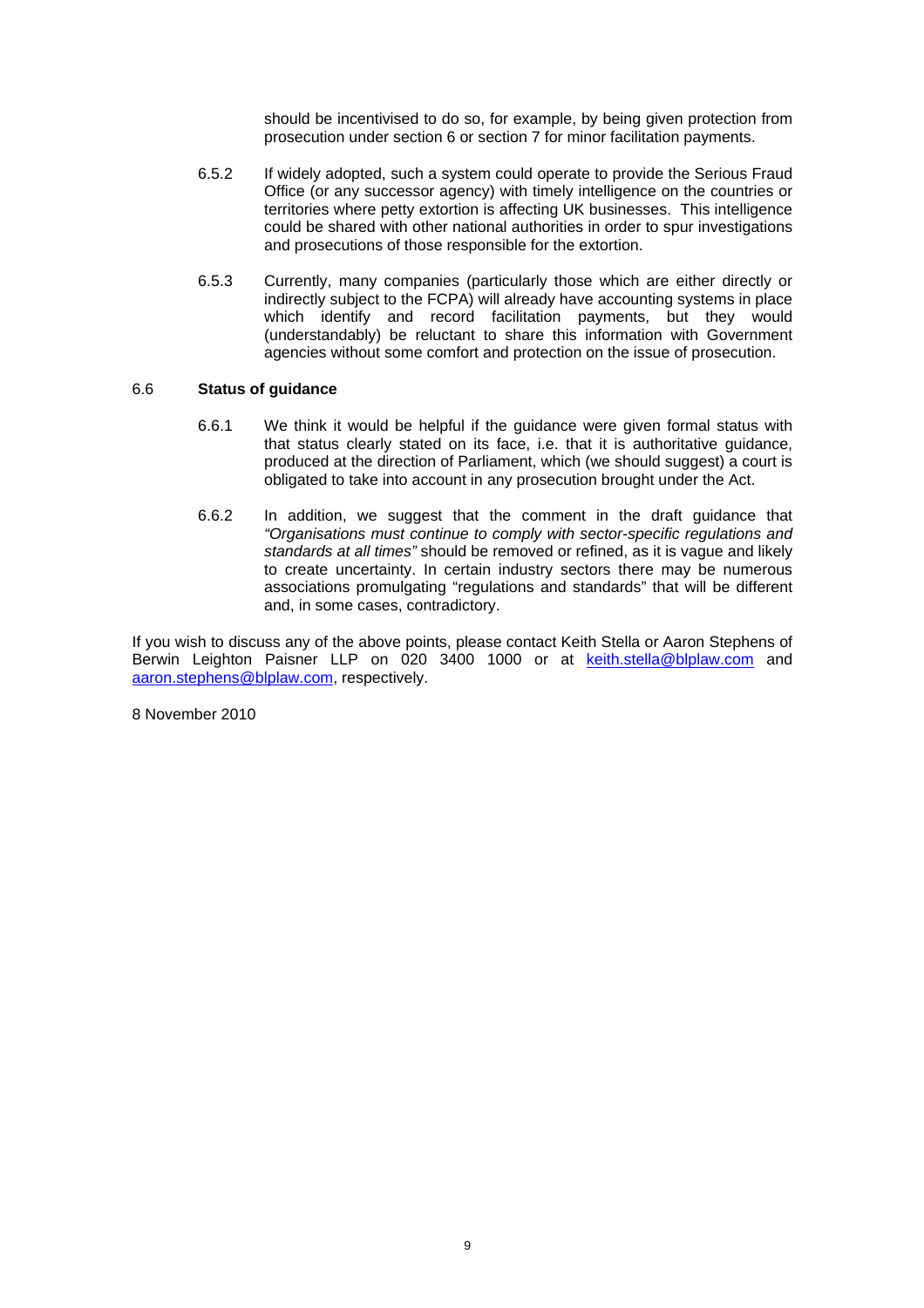should be incentivised to do so, for example, by being given protection from prosecution under section 6 or section 7 for minor facilitation payments.

6.5.2 If widely adopted, such a system could operate to provide the Serious Fraud Office (or any successor agency) with timely intelligence on the countries or territories where petty extortion is affecting UK businesses. This intelligence could be shared with other national authorities in order to spur investigations and prosecutions of those responsible for the extortion.

6.5.3 Currently, many companies (particularly those which are either directly or indirectly subject to the FCPA) will already have accounting systems in place which identify and record facilitation payments, but they would (understandably) be reluctant to share this information with Government agencies without some comfort and protection on the issue of prosecution.

### 6.6 Status of guidance

6.6.1 We think it would be helpful if the guidance were given formal status with that status clearly stated on its face, i.e. that it is authoritative guidance, produced at the direction of Parliament, which (we should suggest) a court is obligated to take into account in any prosecution brought under the Act.

6.6.2 In addition, we suggest that the comment in the draft guidance that *"Organisations must continue to comply with sector-specific regulations and standards at all times"* should be removed or refined, as it is vague and likely to create uncertainty. In certain industry sectors there may be numerous associations promulgating "regulations and standards" that will be different and, in some cases, contradictory.

If you wish to discuss any of the above points, please contact Keith Stella or Aaron Stephens of Berwin Leighton Paisner LLP on 020 3400 1000 or at keith.stella@blplaw.com and aaron.stephens@blplaw.com, respectively.

8 November 2010